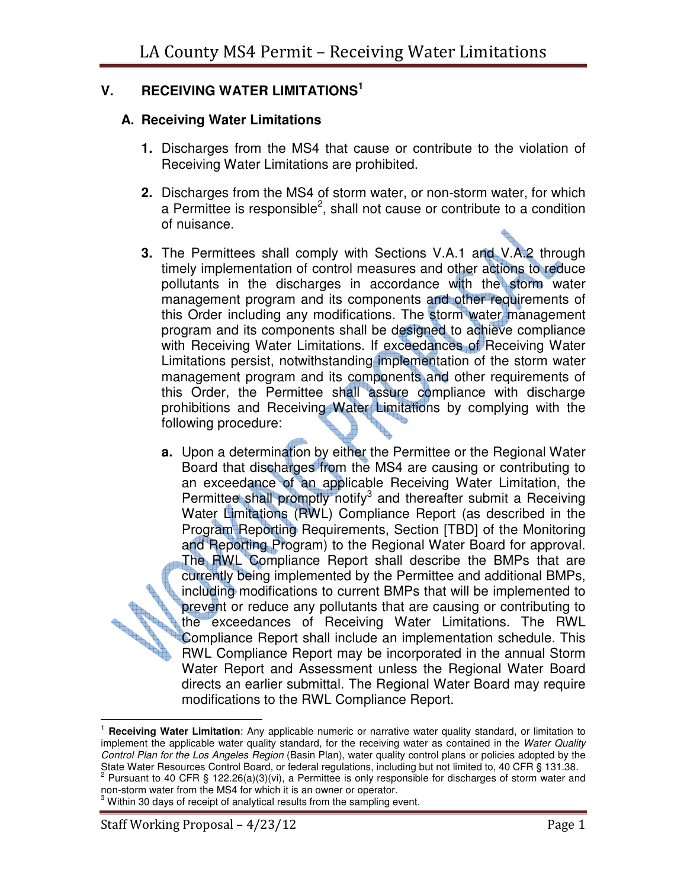## V. RECEIVING WATER LIMITATIONS[1]

### A. Receiving Water Limitations

**1.** Discharges from the MS4 that cause or contribute to the violation of Receiving Water Limitations are prohibited.

**2.** Discharges from the MS4 of storm water, or non-storm water, for which a Permittee is responsible[2], shall not cause or contribute to a condition of nuisance.

**3.** The Permittees shall comply with Sections V.A.1 and V.A.2 through timely implementation of control measures and other actions to reduce pollutants in the discharges in accordance with the storm water management program and its components and other requirements of this Order including any modifications. The storm water management program and its components shall be designed to achieve compliance with Receiving Water Limitations. If exceedances of Receiving Water Limitations persist, notwithstanding implementation of the storm water management program and its components and other requirements of this Order, the Permittee shall assure compliance with discharge prohibitions and Receiving Water Limitations by complying with the following procedure:

**a.** Upon a determination by either the Permittee or the Regional Water Board that discharges from the MS4 are causing or contributing to an exceedance of an applicable Receiving Water Limitation, the Permittee shall promptly notify[3] and thereafter submit a Receiving Water Limitations (RWL) Compliance Report (as described in the Program Reporting Requirements, Section [TBD] of the Monitoring and Reporting Program) to the Regional Water Board for approval. The RWL Compliance Report shall describe the BMPs that are currently being implemented by the Permittee and additional BMPs, including modifications to current BMPs that will be implemented to prevent or reduce any pollutants that are causing or contributing to the exceedances of Receiving Water Limitations. The RWL Compliance Report shall include an implementation schedule. This RWL Compliance Report may be incorporated in the annual Storm Water Report and Assessment unless the Regional Water Board directs an earlier submittal. The Regional Water Board may require modifications to the RWL Compliance Report.

---

[1] **Receiving Water Limitation**: Any applicable numeric or narrative water quality standard, or limitation to implement the applicable water quality standard, for the receiving water as contained in the *Water Quality Control Plan for the Los Angeles Region* (Basin Plan), water quality control plans or policies adopted by the State Water Resources Control Board, or federal regulations, including but not limited to, 40 CFR § 131.38.

[2] Pursuant to 40 CFR § 122.26(a)(3)(vi), a Permittee is only responsible for discharges of storm water and non-storm water from the MS4 for which it is an owner or operator.

[3] Within 30 days of receipt of analytical results from the sampling event.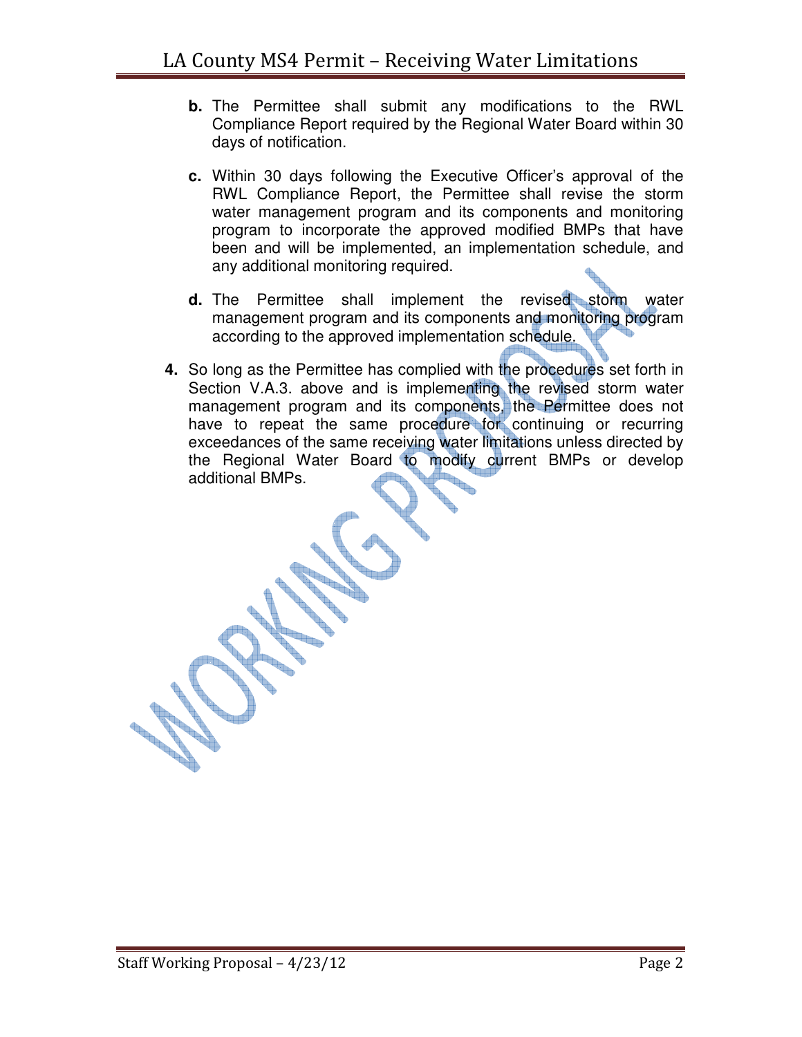**b.** The Permittee shall submit any modifications to the RWL Compliance Report required by the Regional Water Board within 30 days of notification.

**c.** Within 30 days following the Executive Officer's approval of the RWL Compliance Report, the Permittee shall revise the storm water management program and its components and monitoring program to incorporate the approved modified BMPs that have been and will be implemented, an implementation schedule, and any additional monitoring required.

**d.** The Permittee shall implement the revised storm water management program and its components and monitoring program according to the approved implementation schedule.

**4.** So long as the Permittee has complied with the procedures set forth in Section V.A.3. above and is implementing the revised storm water management program and its components, the Permittee does not have to repeat the same procedure for continuing or recurring exceedances of the same receiving water limitations unless directed by the Regional Water Board to modify current BMPs or develop additional BMPs.